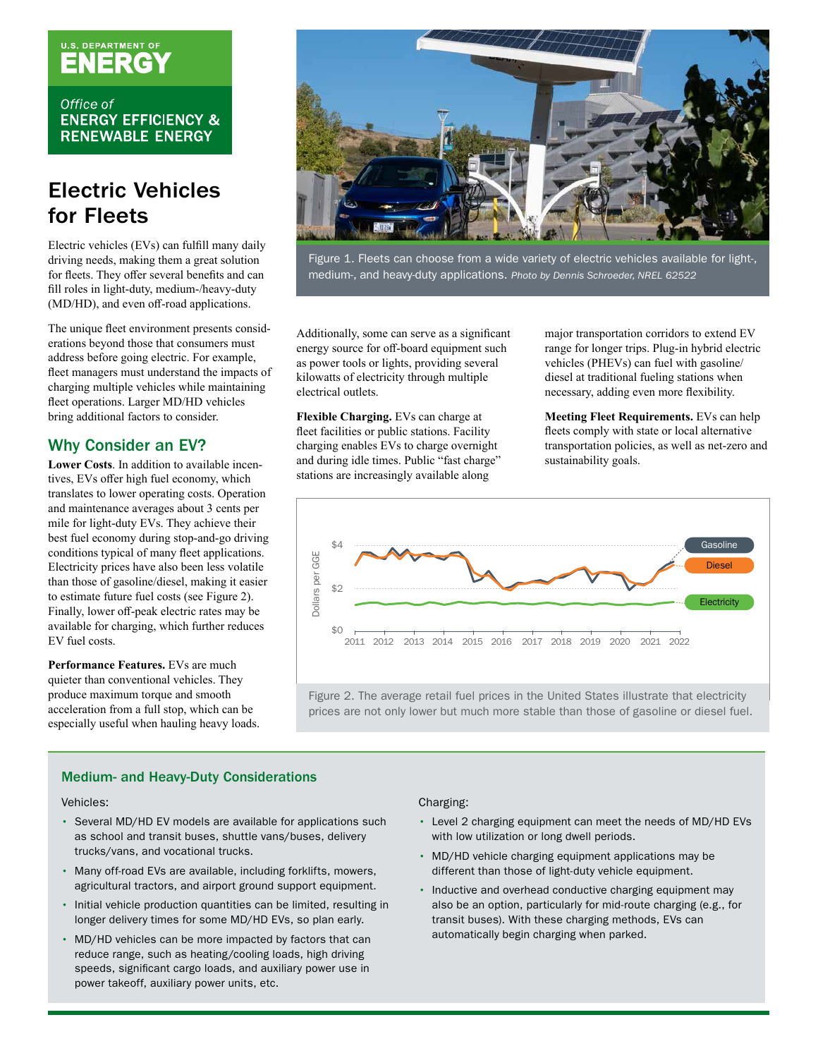U.S. DEPARTMENT OF **ENERGY**

*Office of* ENERGY EFFICIENCY & RENEWABLE ENERGY

# Electric Vehicles for Fleets

Electric vehicles (EVs) can fulfill many daily driving needs, making them a great solution for fleets. They offer several benefits and can fill roles in light-duty, medium-/heavy-duty (MD/HD), and even off-road applications.

The unique fleet environment presents considerations beyond those that consumers must address before going electric. For example, fleet managers must understand the impacts of charging multiple vehicles while maintaining fleet operations. Larger MD/HD vehicles bring additional factors to consider.

Figure 1. Fleets can choose from a wide variety of electric vehicles available for light-, medium-, and heavy-duty applications. *Photo by Dennis Schroeder, NREL 62522*

## Why Consider an EV?

**Lower Costs**. In addition to available incentives, EVs offer high fuel economy, which translates to lower operating costs. Operation and maintenance averages about 3 cents per mile for light-duty EVs. They achieve their best fuel economy during stop-and-go driving conditions typical of many fleet applications. Electricity prices have also been less volatile than those of gasoline/diesel, making it easier to estimate future fuel costs (see Figure 2). Finally, lower off-peak electric rates may be available for charging, which further reduces EV fuel costs.

**Performance Features.** EVs are much quieter than conventional vehicles. They produce maximum torque and smooth acceleration from a full stop, which can be especially useful when hauling heavy loads. Additionally, some can serve as a significant energy source for off-board equipment such as power tools or lights, providing several kilowatts of electricity through multiple electrical outlets.

**Flexible Charging.** EVs can charge at fleet facilities or public stations. Facility charging enables EVs to charge overnight and during idle times. Public "fast charge" stations are increasingly available along major transportation corridors to extend EV range for longer trips. Plug-in hybrid electric vehicles (PHEVs) can fuel with gasoline/diesel at traditional fueling stations when necessary, adding even more flexibility.

**Meeting Fleet Requirements.** EVs can help fleets comply with state or local alternative transportation policies, as well as net-zero and sustainability goals.

Figure 2. The average retail fuel prices in the United States illustrate that electricity prices are not only lower but much more stable than those of gasoline or diesel fuel.

### Medium- and Heavy-Duty Considerations

Vehicles:

- Several MD/HD EV models are available for applications such as school and transit buses, shuttle vans/buses, delivery trucks/vans, and vocational trucks.
- Many off-road EVs are available, including forklifts, mowers, agricultural tractors, and airport ground support equipment.
- Initial vehicle production quantities can be limited, resulting in longer delivery times for some MD/HD EVs, so plan early.
- MD/HD vehicles can be more impacted by factors that can reduce range, such as heating/cooling loads, high driving speeds, significant cargo loads, and auxiliary power use in power takeoff, auxiliary power units, etc.

Charging:

- Level 2 charging equipment can meet the needs of MD/HD EVs with low utilization or long dwell periods.
- MD/HD vehicle charging equipment applications may be different than those of light-duty vehicle equipment.
- Inductive and overhead conductive charging equipment may also be an option, particularly for mid-route charging (e.g., for transit buses). With these charging methods, EVs can automatically begin charging when parked.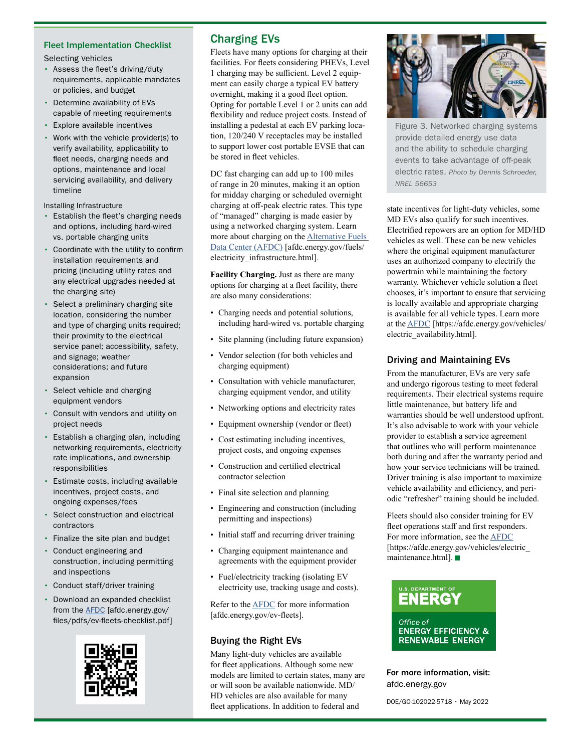## Fleet Implementation Checklist

Selecting Vehicles

- Assess the fleet's driving/duty requirements, applicable mandates or policies, and budget
- Determine availability of EVs capable of meeting requirements
- Explore available incentives
- Work with the vehicle provider(s) to verify availability, applicability to fleet needs, charging needs and options, maintenance and local servicing availability, and delivery timeline

Installing Infrastructure

- Establish the fleet's charging needs and options, including hard-wired vs. portable charging units
- Coordinate with the utility to confirm installation requirements and pricing (including utility rates and any electrical upgrades needed at the charging site)
- Select a preliminary charging site location, considering the number and type of charging units required; their proximity to the electrical service panel; accessibility, safety, and signage; weather considerations; and future expansion
- Select vehicle and charging equipment vendors
- Consult with vendors and utility on project needs
- Establish a charging plan, including networking requirements, electricity rate implications, and ownership responsibilities
- Estimate costs, including available incentives, project costs, and ongoing expenses/fees
- Select construction and electrical contractors
- Finalize the site plan and budget
- Conduct engineering and construction, including permitting and inspections
- Conduct staff/driver training
- Download an expanded checklist from the AFDC [afdc.energy.gov/files/pdfs/ev-fleets-checklist.pdf]

## Charging EVs

Fleets have many options for charging at their facilities. For fleets considering PHEVs, Level 1 charging may be sufficient. Level 2 equipment can easily charge a typical EV battery overnight, making it a good fleet option. Opting for portable Level 1 or 2 units can add flexibility and reduce project costs. Instead of installing a pedestal at each EV parking location, 120/240 V receptacles may be installed to support lower cost portable EVSE that can be stored in fleet vehicles.

DC fast charging can add up to 100 miles of range in 20 minutes, making it an option for midday charging or scheduled overnight charging at off-peak electric rates. This type of "managed" charging is made easier by using a networked charging system. Learn more about charging on the Alternative Fuels Data Center (AFDC) [afdc.energy.gov/fuels/electricity_infrastructure.html].

**Facility Charging.** Just as there are many options for charging at a fleet facility, there are also many considerations:

- Charging needs and potential solutions, including hard-wired vs. portable charging
- Site planning (including future expansion)
- Vendor selection (for both vehicles and charging equipment)
- Consultation with vehicle manufacturer, charging equipment vendor, and utility
- Networking options and electricity rates
- Equipment ownership (vendor or fleet)
- Cost estimating including incentives, project costs, and ongoing expenses
- Construction and certified electrical contractor selection
- Final site selection and planning
- Engineering and construction (including permitting and inspections)
- Initial staff and recurring driver training
- Charging equipment maintenance and agreements with the equipment provider
- Fuel/electricity tracking (isolating EV electricity use, tracking usage and costs).

Refer to the AFDC for more information [afdc.energy.gov/ev-fleets].

## Buying the Right EVs

Many light-duty vehicles are available for fleet applications. Although some new models are limited to certain states, many are or will soon be available nationwide. MD/HD vehicles are also available for many fleet applications. In addition to federal and state incentives for light-duty vehicles, some MD EVs also qualify for such incentives. Electrified repowers are an option for MD/HD vehicles as well. These can be new vehicles where the original equipment manufacturer uses an authorized company to electrify the powertrain while maintaining the factory warranty. Whichever vehicle solution a fleet chooses, it's important to ensure that servicing is locally available and appropriate charging is available for all vehicle types. Learn more at the AFDC [https://afdc.energy.gov/vehicles/electric_availability.html].

Figure 3. Networked charging systems provide detailed energy use data and the ability to schedule charging events to take advantage of off-peak electric rates. *Photo by Dennis Schroeder, NREL 56653*

## Driving and Maintaining EVs

From the manufacturer, EVs are very safe and undergo rigorous testing to meet federal requirements. Their electrical systems require little maintenance, but battery life and warranties should be well understood upfront. It's also advisable to work with your vehicle provider to establish a service agreement that outlines who will perform maintenance both during and after the warranty period and how your service technicians will be trained. Driver training is also important to maximize vehicle availability and efficiency, and periodic "refresher" training should be included.

Fleets should also consider training for EV fleet operations staff and first responders. For more information, see the AFDC [https://afdc.energy.gov/vehicles/electric_maintenance.html].

U.S. DEPARTMENT OF ENERGY

Office of ENERGY EFFICIENCY & RENEWABLE ENERGY

**For more information, visit:**
afdc.energy.gov

DOE/GO-102022-5718 • May 2022